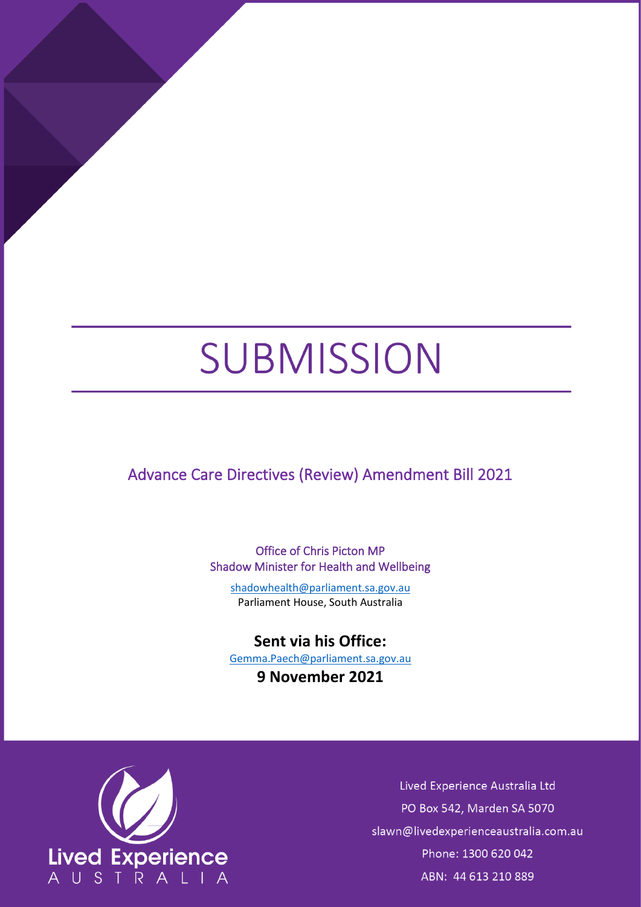# SUBMISSION

## Advance Care Directives (Review) Amendment Bill 2021

Office of Chris Picton MP
Shadow Minister for Health and Wellbeing

shadowhealth@parliament.sa.gov.au
Parliament House, South Australia

**Sent via his Office:**
Gemma.Paech@parliament.sa.gov.au

**9 November 2021**

Lived Experience Australia Ltd
PO Box 542, Marden SA 5070
slawn@livedexperienceaustralia.com.au
Phone: 1300 620 042
ABN: 44 613 210 889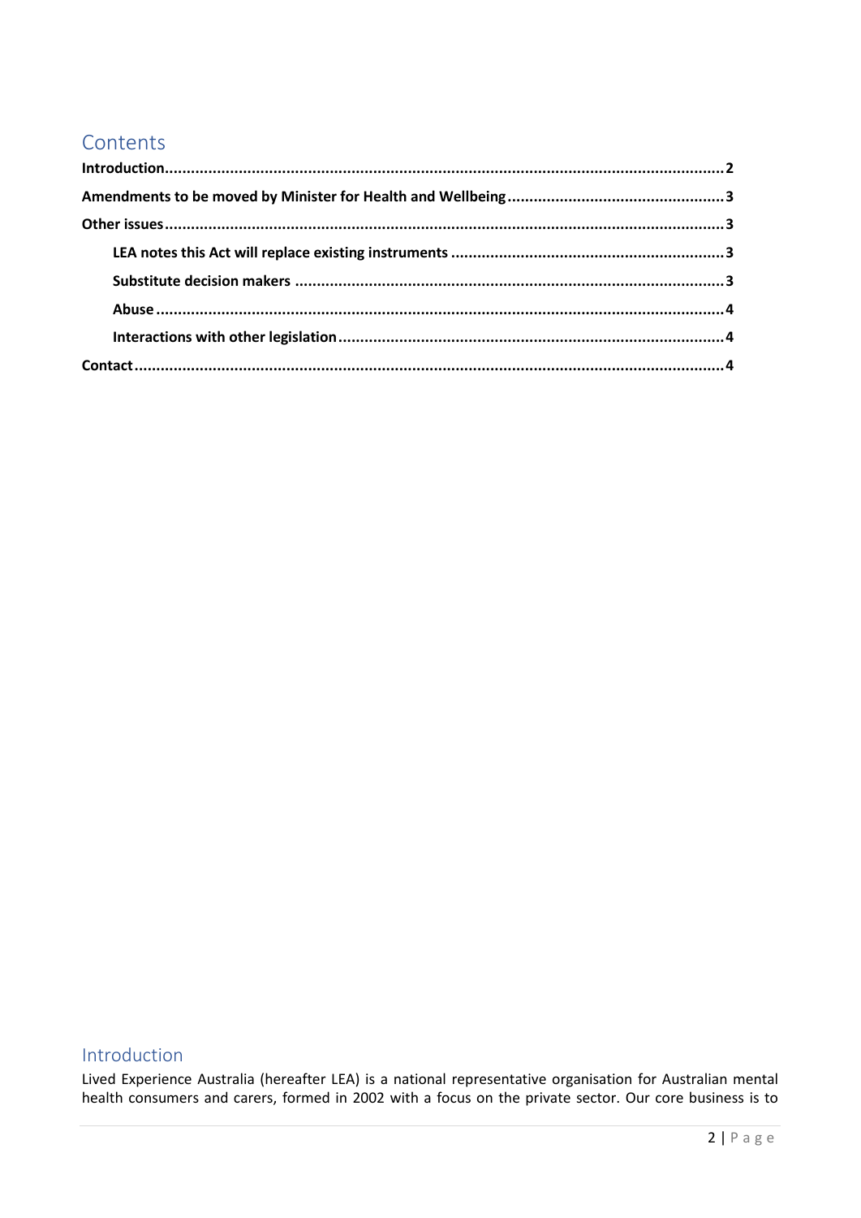## Contents

**Introduction ..... 2**

**Amendments to be moved by Minister for Health and Wellbeing ..... 3**

**Other issues ..... 3**

- **LEA notes this Act will replace existing instruments ..... 3**
- **Substitute decision makers ..... 3**
- **Abuse ..... 4**
- **Interactions with other legislation ..... 4**

**Contact ..... 4**

## Introduction

Lived Experience Australia (hereafter LEA) is a national representative organisation for Australian mental health consumers and carers, formed in 2002 with a focus on the private sector. Our core business is to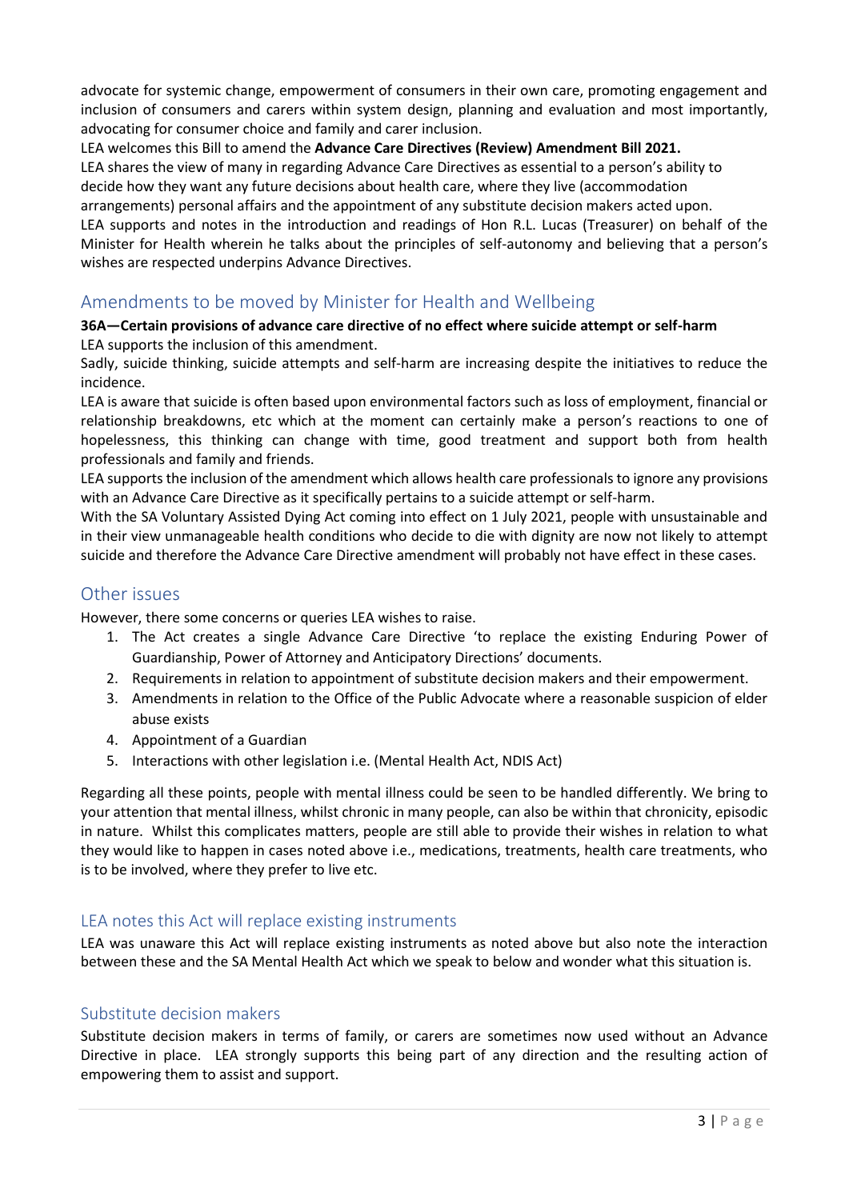advocate for systemic change, empowerment of consumers in their own care, promoting engagement and inclusion of consumers and carers within system design, planning and evaluation and most importantly, advocating for consumer choice and family and carer inclusion.

LEA welcomes this Bill to amend the **Advance Care Directives (Review) Amendment Bill 2021.**

LEA shares the view of many in regarding Advance Care Directives as essential to a person's ability to decide how they want any future decisions about health care, where they live (accommodation arrangements) personal affairs and the appointment of any substitute decision makers acted upon.

LEA supports and notes in the introduction and readings of Hon R.L. Lucas (Treasurer) on behalf of the Minister for Health wherein he talks about the principles of self-autonomy and believing that a person's wishes are respected underpins Advance Directives.

## Amendments to be moved by Minister for Health and Wellbeing

**36A—Certain provisions of advance care directive of no effect where suicide attempt or self-harm**

LEA supports the inclusion of this amendment.

Sadly, suicide thinking, suicide attempts and self-harm are increasing despite the initiatives to reduce the incidence.

LEA is aware that suicide is often based upon environmental factors such as loss of employment, financial or relationship breakdowns, etc which at the moment can certainly make a person's reactions to one of hopelessness, this thinking can change with time, good treatment and support both from health professionals and family and friends.

LEA supports the inclusion of the amendment which allows health care professionals to ignore any provisions with an Advance Care Directive as it specifically pertains to a suicide attempt or self-harm.

With the SA Voluntary Assisted Dying Act coming into effect on 1 July 2021, people with unsustainable and in their view unmanageable health conditions who decide to die with dignity are now not likely to attempt suicide and therefore the Advance Care Directive amendment will probably not have effect in these cases.

## Other issues

However, there some concerns or queries LEA wishes to raise.

1. The Act creates a single Advance Care Directive 'to replace the existing Enduring Power of Guardianship, Power of Attorney and Anticipatory Directions' documents.
2. Requirements in relation to appointment of substitute decision makers and their empowerment.
3. Amendments in relation to the Office of the Public Advocate where a reasonable suspicion of elder abuse exists
4. Appointment of a Guardian
5. Interactions with other legislation i.e. (Mental Health Act, NDIS Act)

Regarding all these points, people with mental illness could be seen to be handled differently. We bring to your attention that mental illness, whilst chronic in many people, can also be within that chronicity, episodic in nature. Whilst this complicates matters, people are still able to provide their wishes in relation to what they would like to happen in cases noted above i.e., medications, treatments, health care treatments, who is to be involved, where they prefer to live etc.

### LEA notes this Act will replace existing instruments

LEA was unaware this Act will replace existing instruments as noted above but also note the interaction between these and the SA Mental Health Act which we speak to below and wonder what this situation is.

### Substitute decision makers

Substitute decision makers in terms of family, or carers are sometimes now used without an Advance Directive in place. LEA strongly supports this being part of any direction and the resulting action of empowering them to assist and support.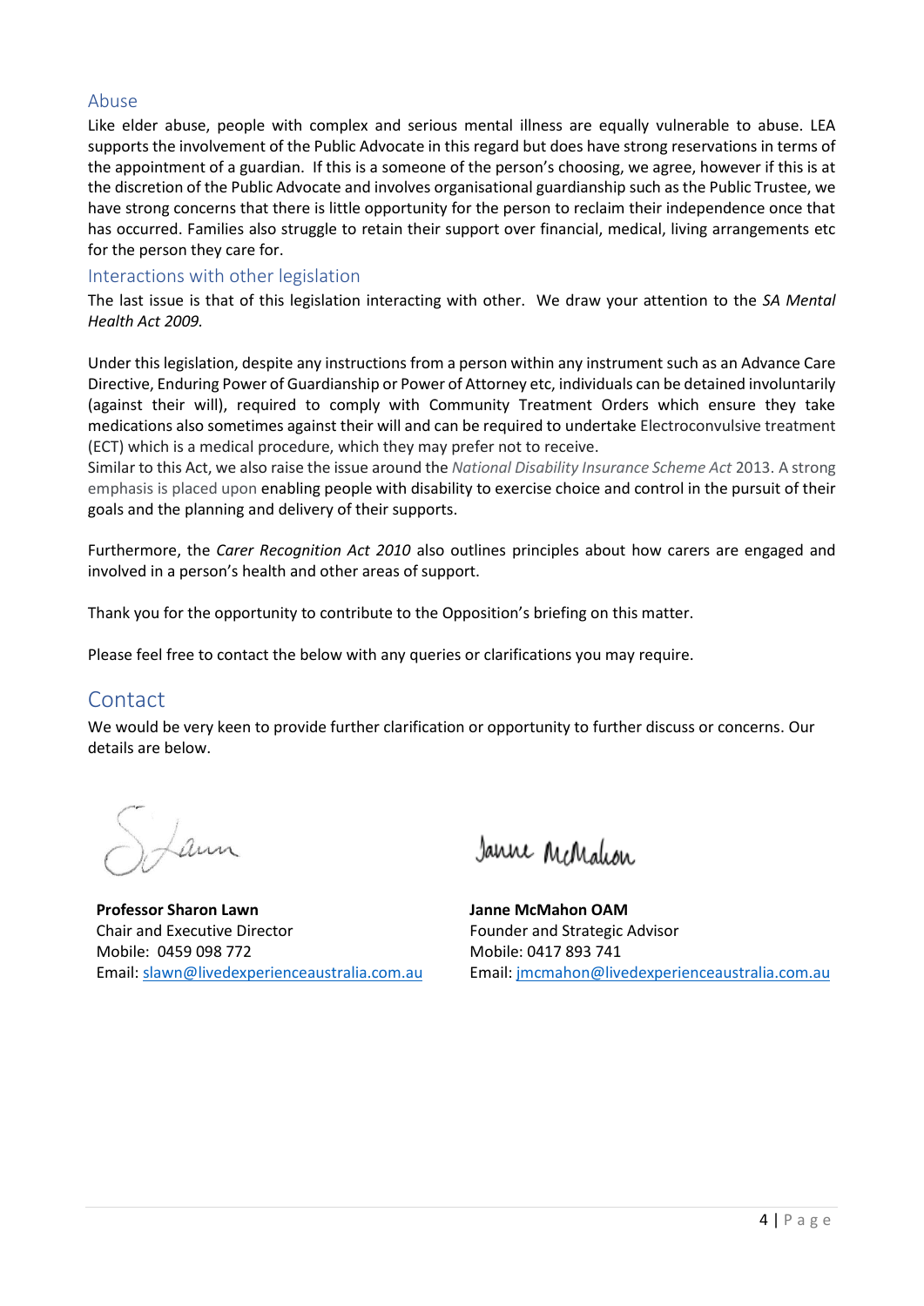## Abuse

Like elder abuse, people with complex and serious mental illness are equally vulnerable to abuse. LEA supports the involvement of the Public Advocate in this regard but does have strong reservations in terms of the appointment of a guardian. If this is a someone of the person's choosing, we agree, however if this is at the discretion of the Public Advocate and involves organisational guardianship such as the Public Trustee, we have strong concerns that there is little opportunity for the person to reclaim their independence once that has occurred. Families also struggle to retain their support over financial, medical, living arrangements etc for the person they care for.

## Interactions with other legislation

The last issue is that of this legislation interacting with other. We draw your attention to the *SA Mental Health Act 2009.*

Under this legislation, despite any instructions from a person within any instrument such as an Advance Care Directive, Enduring Power of Guardianship or Power of Attorney etc, individuals can be detained involuntarily (against their will), required to comply with Community Treatment Orders which ensure they take medications also sometimes against their will and can be required to undertake Electroconvulsive treatment (ECT) which is a medical procedure, which they may prefer not to receive.

Similar to this Act, we also raise the issue around the *National Disability Insurance Scheme Act* 2013. A strong emphasis is placed upon enabling people with disability to exercise choice and control in the pursuit of their goals and the planning and delivery of their supports.

Furthermore, the *Carer Recognition Act 2010* also outlines principles about how carers are engaged and involved in a person's health and other areas of support.

Thank you for the opportunity to contribute to the Opposition's briefing on this matter.

Please feel free to contact the below with any queries or clarifications you may require.

# Contact

We would be very keen to provide further clarification or opportunity to further discuss or concerns. Our details are below.

**Professor Sharon Lawn**
Chair and Executive Director
Mobile: 0459 098 772
Email: slawn@livedexperienceaustralia.com.au

**Janne McMahon OAM**
Founder and Strategic Advisor
Mobile: 0417 893 741
Email: jmcmahon@livedexperienceaustralia.com.au